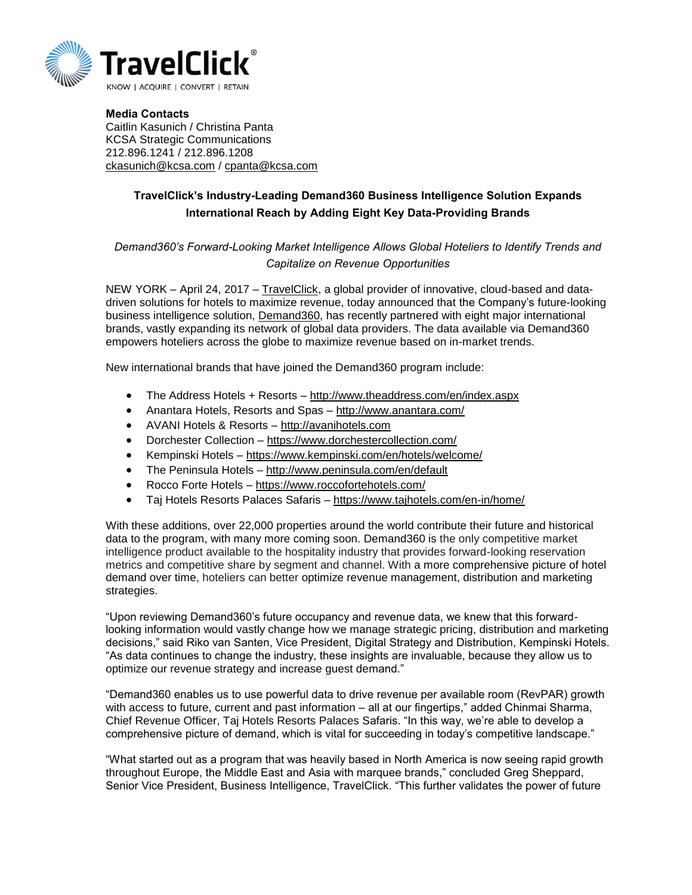TravelClick®

KNOW | ACQUIRE | CONVERT | RETAIN

**Media Contacts**
Caitlin Kasunich / Christina Panta
KCSA Strategic Communications
212.896.1241 / 212.896.1208
ckasunich@kcsa.com / cpanta@kcsa.com

## TravelClick's Industry-Leading Demand360 Business Intelligence Solution Expands International Reach by Adding Eight Key Data-Providing Brands

*Demand360's Forward-Looking Market Intelligence Allows Global Hoteliers to Identify Trends and Capitalize on Revenue Opportunities*

NEW YORK – April 24, 2017 – TravelClick, a global provider of innovative, cloud-based and data-driven solutions for hotels to maximize revenue, today announced that the Company's future-looking business intelligence solution, Demand360, has recently partnered with eight major international brands, vastly expanding its network of global data providers. The data available via Demand360 empowers hoteliers across the globe to maximize revenue based on in-market trends.

New international brands that have joined the Demand360 program include:

- The Address Hotels + Resorts – http://www.theaddress.com/en/index.aspx
- Anantara Hotels, Resorts and Spas – http://www.anantara.com/
- AVANI Hotels & Resorts – http://avanihotels.com
- Dorchester Collection – https://www.dorchestercollection.com/
- Kempinski Hotels – https://www.kempinski.com/en/hotels/welcome/
- The Peninsula Hotels – http://www.peninsula.com/en/default
- Rocco Forte Hotels – https://www.roccofortehotels.com/
- Taj Hotels Resorts Palaces Safaris – https://www.tajhotels.com/en-in/home/

With these additions, over 22,000 properties around the world contribute their future and historical data to the program, with many more coming soon. Demand360 is the only competitive market intelligence product available to the hospitality industry that provides forward-looking reservation metrics and competitive share by segment and channel. With a more comprehensive picture of hotel demand over time, hoteliers can better optimize revenue management, distribution and marketing strategies.

"Upon reviewing Demand360's future occupancy and revenue data, we knew that this forward-looking information would vastly change how we manage strategic pricing, distribution and marketing decisions," said Riko van Santen, Vice President, Digital Strategy and Distribution, Kempinski Hotels. "As data continues to change the industry, these insights are invaluable, because they allow us to optimize our revenue strategy and increase guest demand."

"Demand360 enables us to use powerful data to drive revenue per available room (RevPAR) growth with access to future, current and past information – all at our fingertips," added Chinmai Sharma, Chief Revenue Officer, Taj Hotels Resorts Palaces Safaris. "In this way, we're able to develop a comprehensive picture of demand, which is vital for succeeding in today's competitive landscape."

"What started out as a program that was heavily based in North America is now seeing rapid growth throughout Europe, the Middle East and Asia with marquee brands," concluded Greg Sheppard, Senior Vice President, Business Intelligence, TravelClick. "This further validates the power of future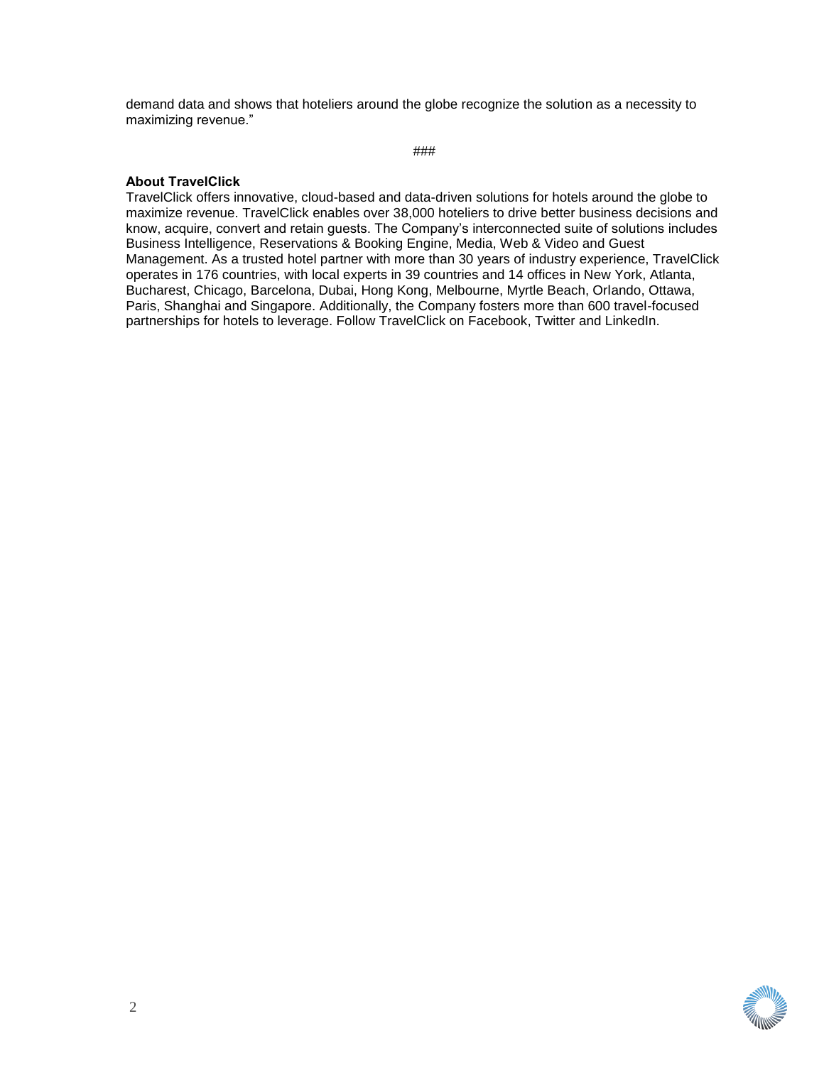demand data and shows that hoteliers around the globe recognize the solution as a necessity to maximizing revenue."

###

**About TravelClick**

TravelClick offers innovative, cloud-based and data-driven solutions for hotels around the globe to maximize revenue. TravelClick enables over 38,000 hoteliers to drive better business decisions and know, acquire, convert and retain guests. The Company's interconnected suite of solutions includes Business Intelligence, Reservations & Booking Engine, Media, Web & Video and Guest Management. As a trusted hotel partner with more than 30 years of industry experience, TravelClick operates in 176 countries, with local experts in 39 countries and 14 offices in New York, Atlanta, Bucharest, Chicago, Barcelona, Dubai, Hong Kong, Melbourne, Myrtle Beach, Orlando, Ottawa, Paris, Shanghai and Singapore. Additionally, the Company fosters more than 600 travel-focused partnerships for hotels to leverage. Follow TravelClick on Facebook, Twitter and LinkedIn.